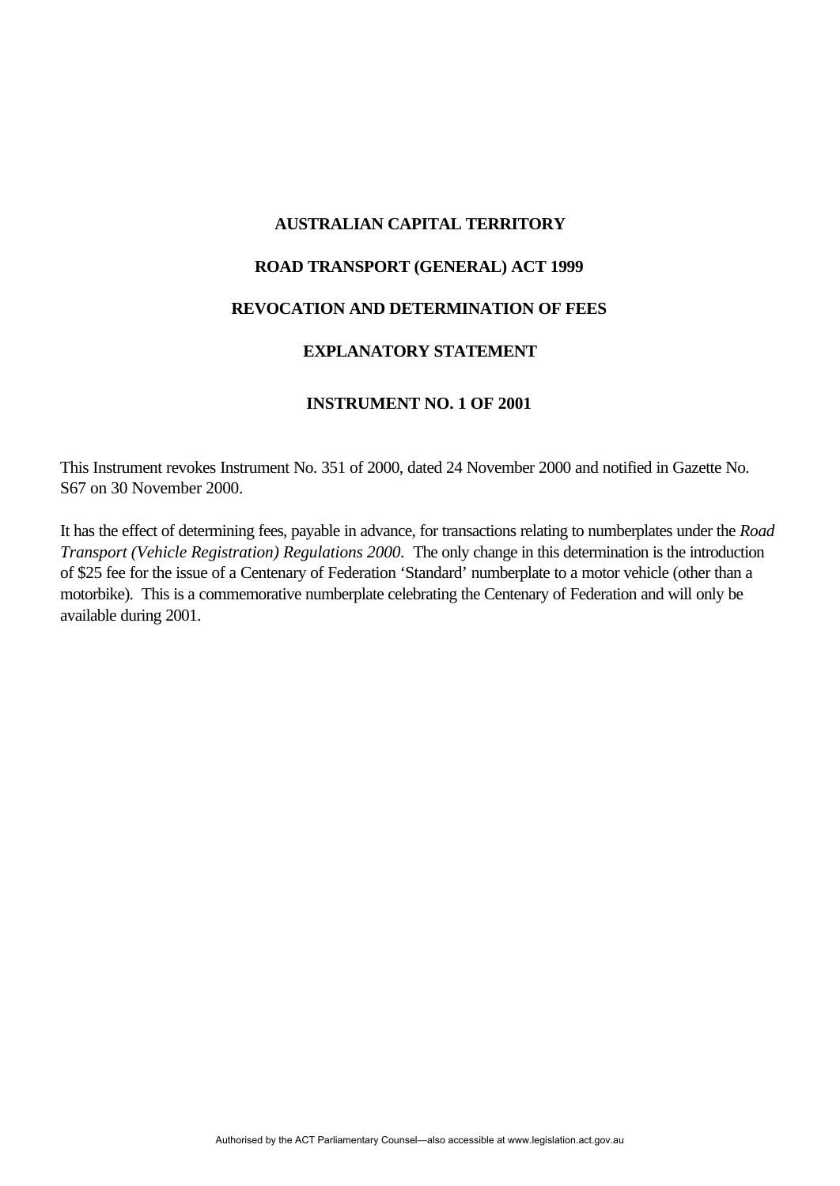# AUSTRALIAN CAPITAL TERRITORY

## ROAD TRANSPORT (GENERAL) ACT 1999

## REVOCATION AND DETERMINATION OF FEES

## EXPLANATORY STATEMENT

## INSTRUMENT NO. 1 OF 2001

This Instrument revokes Instrument No. 351 of 2000, dated 24 November 2000 and notified in Gazette No. S67 on 30 November 2000.

It has the effect of determining fees, payable in advance, for transactions relating to numberplates under the *Road Transport (Vehicle Registration) Regulations 2000*. The only change in this determination is the introduction of $25 fee for the issue of a Centenary of Federation 'Standard' numberplate to a motor vehicle (other than a motorbike). This is a commemorative numberplate celebrating the Centenary of Federation and will only be available during 2001.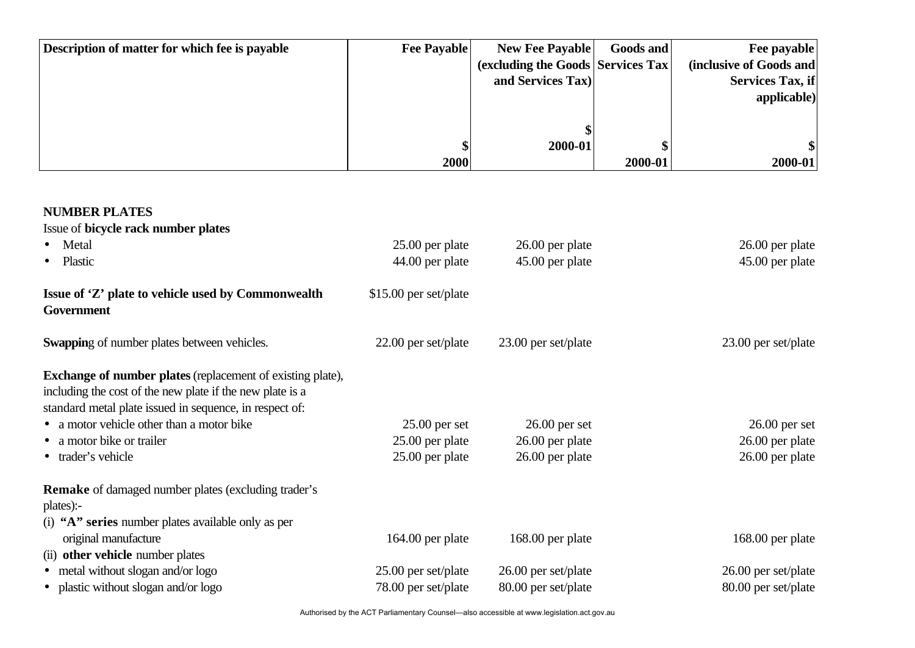| Description of matter for which fee is payable | Fee Payable<br><br>\$<br>2000 | New Fee Payable (excluding the Goods and Services Tax)<br><br>\$<br>2000-01 | Goods and Services Tax<br><br>\$<br>2000-01 | Fee payable (inclusive of Goods and Services Tax, if applicable)<br><br>\$<br>2000-01 |
|---|---|---|---|---|
| **NUMBER PLATES** | | | | |
| Issue of **bicycle rack number plates** | | | | |
| • Metal | 25.00 per plate | 26.00 per plate | | 26.00 per plate |
| • Plastic | 44.00 per plate | 45.00 per plate | | 45.00 per plate |
| **Issue of 'Z' plate to vehicle used by Commonwealth Government** | \$15.00 per set/plate | | | |
| **Swappin**g of number plates between vehicles. | 22.00 per set/plate | 23.00 per set/plate | | 23.00 per set/plate |
| **Exchange of number plates** (replacement of existing plate), including the cost of the new plate if the new plate is a standard metal plate issued in sequence, in respect of: | | | | |
| • a motor vehicle other than a motor bike | 25.00 per set | 26.00 per set | | 26.00 per set |
| • a motor bike or trailer | 25.00 per plate | 26.00 per plate | | 26.00 per plate |
| • trader's vehicle | 25.00 per plate | 26.00 per plate | | 26.00 per plate |
| **Remake** of damaged number plates (excluding trader's plates):- | | | | |
| (i) **"A" series** number plates available only as per original manufacture | 164.00 per plate | 168.00 per plate | | 168.00 per plate |
| (ii) **other vehicle** number plates | | | | |
| • metal without slogan and/or logo | 25.00 per set/plate | 26.00 per set/plate | | 26.00 per set/plate |
| • plastic without slogan and/or logo | 78.00 per set/plate | 80.00 per set/plate | | 80.00 per set/plate |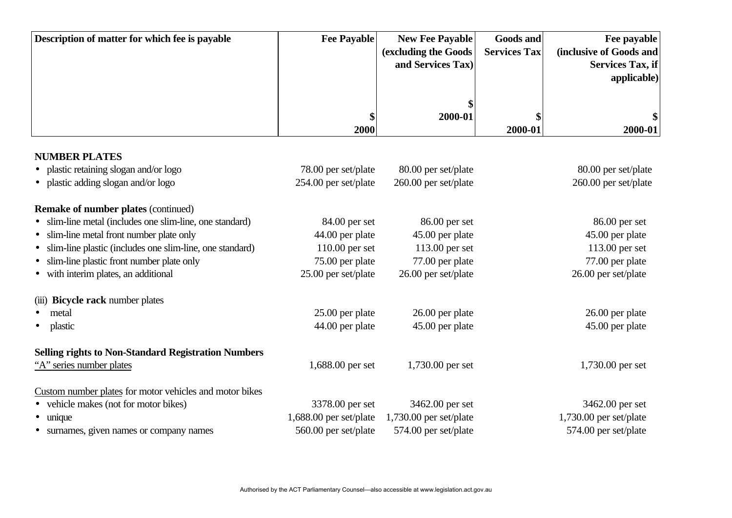| Description of matter for which fee is payable | Fee Payable<br><br>$<br>2000 | New Fee Payable (excluding the Goods and Services Tax)<br><br>$<br>2000-01 | Goods and Services Tax<br><br>$<br>2000-01 | Fee payable (inclusive of Goods and Services Tax, if applicable)<br><br>$<br>2000-01 |
|---|---|---|---|---|
| **NUMBER PLATES** | | | | |
| • plastic retaining slogan and/or logo | 78.00 per set/plate | 80.00 per set/plate | | 80.00 per set/plate |
| • plastic adding slogan and/or logo | 254.00 per set/plate | 260.00 per set/plate | | 260.00 per set/plate |
| **Remake of number plates** (continued) | | | | |
| • slim-line metal (includes one slim-line, one standard) | 84.00 per set | 86.00 per set | | 86.00 per set |
| • slim-line metal front number plate only | 44.00 per plate | 45.00 per plate | | 45.00 per plate |
| • slim-line plastic (includes one slim-line, one standard) | 110.00 per set | 113.00 per set | | 113.00 per set |
| • slim-line plastic front number plate only | 75.00 per plate | 77.00 per plate | | 77.00 per plate |
| • with interim plates, an additional | 25.00 per set/plate | 26.00 per set/plate | | 26.00 per set/plate |
| (iii) **Bicycle rack** number plates | | | | |
| • metal | 25.00 per plate | 26.00 per plate | | 26.00 per plate |
| • plastic | 44.00 per plate | 45.00 per plate | | 45.00 per plate |
| **Selling rights to Non-Standard Registration Numbers** | | | | |
| "A" series number plates | 1,688.00 per set | 1,730.00 per set | | 1,730.00 per set |
| Custom number plates for motor vehicles and motor bikes | | | | |
| • vehicle makes (not for motor bikes) | 3378.00 per set | 3462.00 per set | | 3462.00 per set |
| • unique | 1,688.00 per set/plate | 1,730.00 per set/plate | | 1,730.00 per set/plate |
| • surnames, given names or company names | 560.00 per set/plate | 574.00 per set/plate | | 574.00 per set/plate |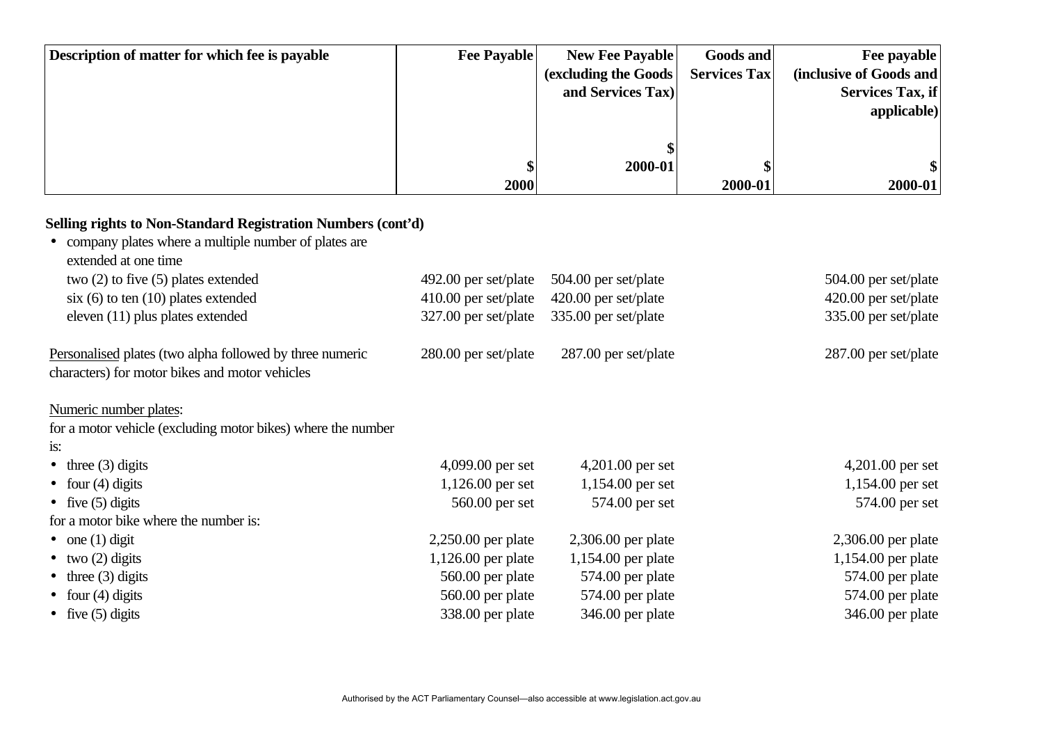| Description of matter for which fee is payable | Fee Payable<br><br>$<br>2000 | New Fee Payable (excluding the Goods and Services Tax)<br><br>$<br>2000-01 | Goods and Services Tax<br><br>$<br>2000-01 | Fee payable (inclusive of Goods and Services Tax, if applicable)<br><br>$<br>2000-01 |
|---|---|---|---|---|
| **Selling rights to Non-Standard Registration Numbers (cont'd)** | | | | |
| • company plates where a multiple number of plates are extended at one time | | | | |
| two (2) to five (5) plates extended | 492.00 per set/plate | 504.00 per set/plate | | 504.00 per set/plate |
| six (6) to ten (10) plates extended | 410.00 per set/plate | 420.00 per set/plate | | 420.00 per set/plate |
| eleven (11) plus plates extended | 327.00 per set/plate | 335.00 per set/plate | | 335.00 per set/plate |
| Personalised plates (two alpha followed by three numeric characters) for motor bikes and motor vehicles | 280.00 per set/plate | 287.00 per set/plate | | 287.00 per set/plate |
| Numeric number plates: | | | | |
| for a motor vehicle (excluding motor bikes) where the number is: | | | | |
| • three (3) digits | 4,099.00 per set | 4,201.00 per set | | 4,201.00 per set |
| • four (4) digits | 1,126.00 per set | 1,154.00 per set | | 1,154.00 per set |
| • five (5) digits | 560.00 per set | 574.00 per set | | 574.00 per set |
| for a motor bike where the number is: | | | | |
| • one (1) digit | 2,250.00 per plate | 2,306.00 per plate | | 2,306.00 per plate |
| • two (2) digits | 1,126.00 per plate | 1,154.00 per plate | | 1,154.00 per plate |
| • three (3) digits | 560.00 per plate | 574.00 per plate | | 574.00 per plate |
| • four (4) digits | 560.00 per plate | 574.00 per plate | | 574.00 per plate |
| • five (5) digits | 338.00 per plate | 346.00 per plate | | 346.00 per plate |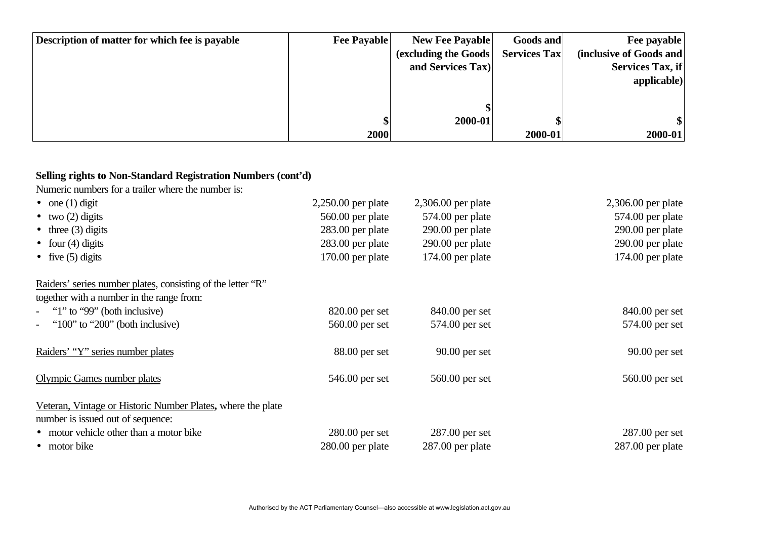| Description of matter for which fee is payable | Fee Payable<br><br>$<br>2000 | New Fee Payable (excluding the Goods and Services Tax)<br><br>$<br>2000-01 | Goods and Services Tax<br><br>$<br>2000-01 | Fee payable (inclusive of Goods and Services Tax, if applicable)<br><br>$<br>2000-01 |
|---|---|---|---|---|
| **Selling rights to Non-Standard Registration Numbers (cont'd)** | | | | |
| Numeric numbers for a trailer where the number is: | | | | |
| • one (1) digit | 2,250.00 per plate | 2,306.00 per plate | | 2,306.00 per plate |
| • two (2) digits | 560.00 per plate | 574.00 per plate | | 574.00 per plate |
| • three (3) digits | 283.00 per plate | 290.00 per plate | | 290.00 per plate |
| • four (4) digits | 283.00 per plate | 290.00 per plate | | 290.00 per plate |
| • five (5) digits | 170.00 per plate | 174.00 per plate | | 174.00 per plate |
| Raiders' series number plates, consisting of the letter "R" together with a number in the range from: | | | | |
| - "1" to "99" (both inclusive) | 820.00 per set | 840.00 per set | | 840.00 per set |
| - "100" to "200" (both inclusive) | 560.00 per set | 574.00 per set | | 574.00 per set |
| Raiders' "Y" series number plates | 88.00 per set | 90.00 per set | | 90.00 per set |
| Olympic Games number plates | 546.00 per set | 560.00 per set | | 560.00 per set |
| Veteran, Vintage or Historic Number Plates, where the plate number is issued out of sequence: | | | | |
| • motor vehicle other than a motor bike | 280.00 per set | 287.00 per set | | 287.00 per set |
| • motor bike | 280.00 per plate | 287.00 per plate | | 287.00 per plate |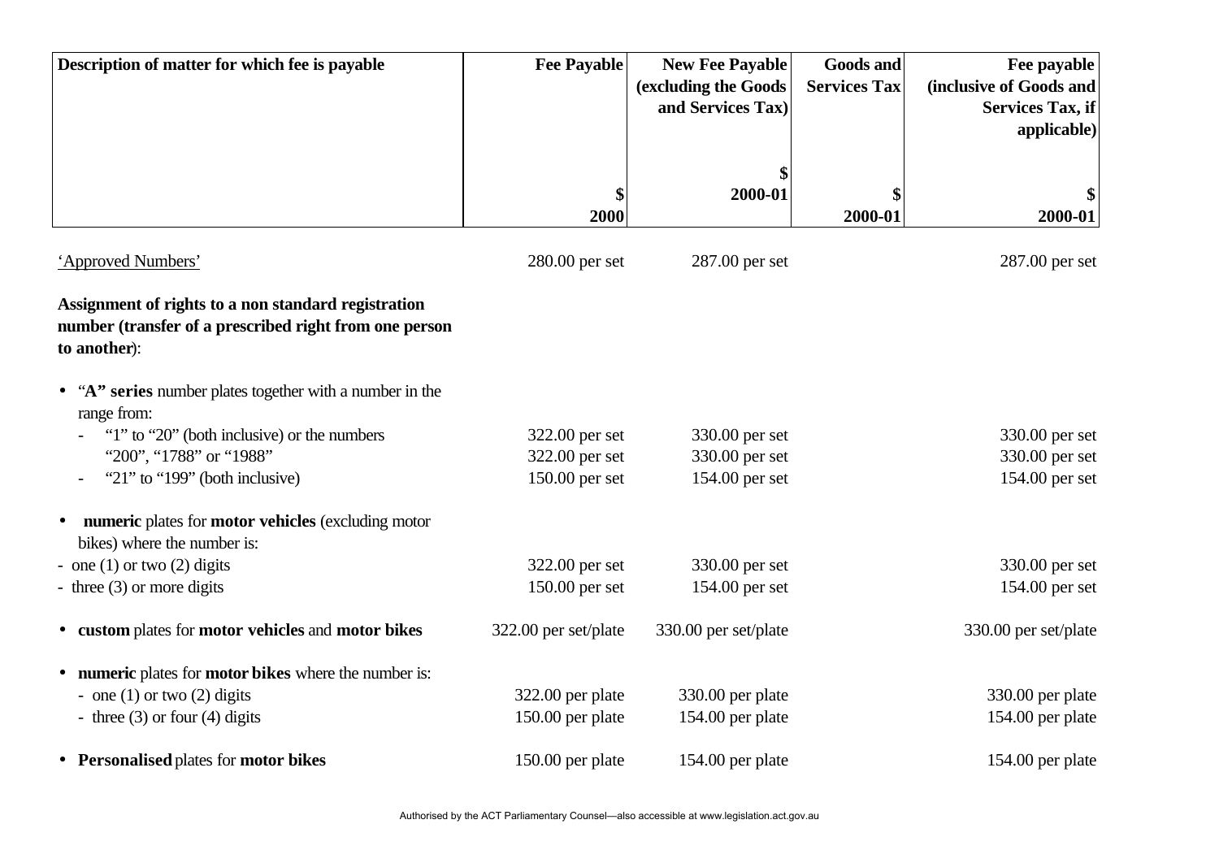| Description of matter for which fee is payable | Fee Payable<br><br>$<br>2000 | New Fee Payable (excluding the Goods and Services Tax)<br><br>$<br>2000-01 | Goods and Services Tax<br><br>$<br>2000-01 | Fee payable (inclusive of Goods and Services Tax, if applicable)<br><br>$<br>2000-01 |
|---|---|---|---|---|
| 'Approved Numbers' | 280.00 per set | 287.00 per set | | 287.00 per set |
| **Assignment of rights to a non standard registration number (transfer of a prescribed right from one person to another)**: | | | | |
| • "**A" series** number plates together with a number in the range from: | | | | |
| - "1" to "20" (both inclusive) or the numbers | 322.00 per set | 330.00 per set | | 330.00 per set |
| "200", "1788" or "1988" | 322.00 per set | 330.00 per set | | 330.00 per set |
| - "21" to "199" (both inclusive) | 150.00 per set | 154.00 per set | | 154.00 per set |
| • **numeric** plates for **motor vehicles** (excluding motor bikes) where the number is: | | | | |
| - one (1) or two (2) digits | 322.00 per set | 330.00 per set | | 330.00 per set |
| - three (3) or more digits | 150.00 per set | 154.00 per set | | 154.00 per set |
| • **custom** plates for **motor vehicles** and **motor bikes** | 322.00 per set/plate | 330.00 per set/plate | | 330.00 per set/plate |
| • **numeric** plates for **motor bikes** where the number is: | | | | |
| - one (1) or two (2) digits | 322.00 per plate | 330.00 per plate | | 330.00 per plate |
| - three (3) or four (4) digits | 150.00 per plate | 154.00 per plate | | 154.00 per plate |
| • **Personalised** plates for **motor bikes** | 150.00 per plate | 154.00 per plate | | 154.00 per plate |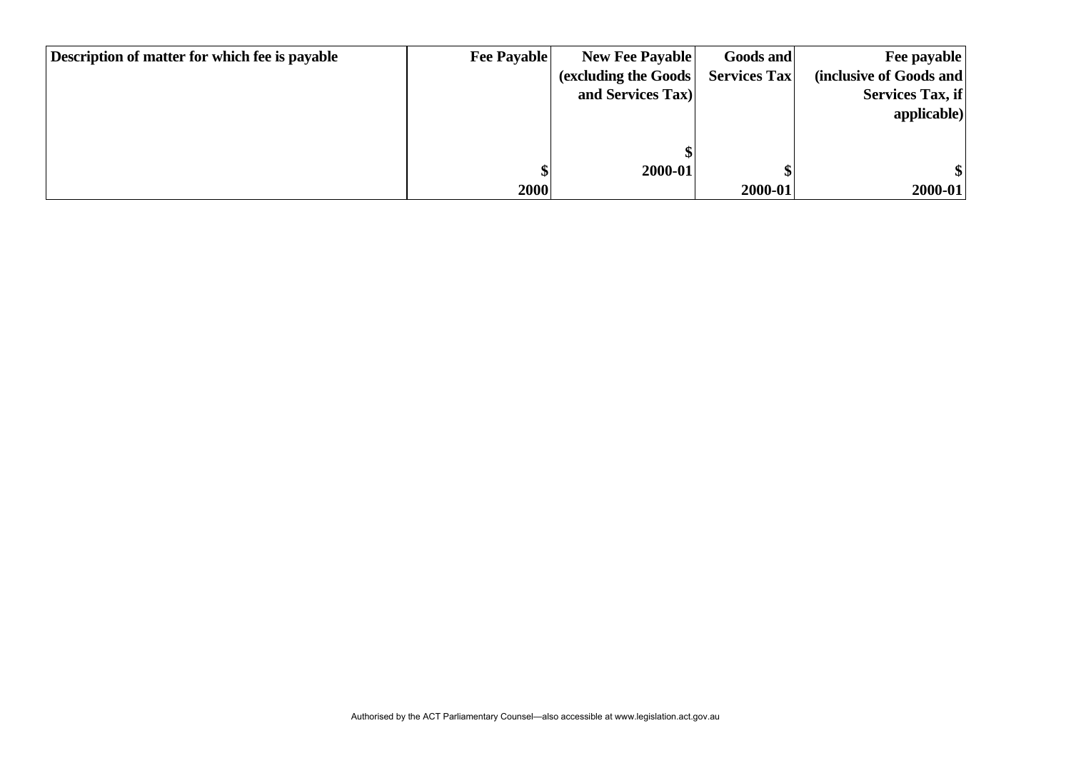| Description of matter for which fee is payable | Fee Payable<br><br>$<br>2000 | New Fee Payable (excluding the Goods and Services Tax)<br><br>$<br>2000-01 | Goods and Services Tax<br><br>$<br>2000-01 | Fee payable (inclusive of Goods and Services Tax, if applicable)<br><br>$<br>2000-01 |
|---|---|---|---|---|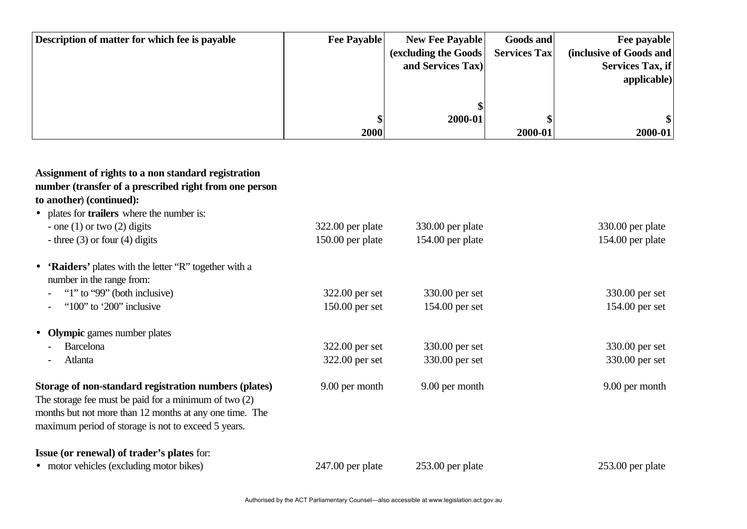| Description of matter for which fee is payable | Fee Payable<br><br>$<br>2000 | New Fee Payable (excluding the Goods and Services Tax)<br><br>$<br>2000-01 | Goods and Services Tax<br><br>$<br>2000-01 | Fee payable (inclusive of Goods and Services Tax, if applicable)<br><br>$<br>2000-01 |
|---|---|---|---|---|
| **Assignment of rights to a non standard registration number (transfer of a prescribed right from one person to another**) **(continued):** | | | | |
| • plates for **trailers** where the number is: | | | | |
| - one (1) or two (2) digits | 322.00 per plate | 330.00 per plate | | 330.00 per plate |
| - three (3) or four (4) digits | 150.00 per plate | 154.00 per plate | | 154.00 per plate |
| • **'Raiders'** plates with the letter "R" together with a number in the range from: | | | | |
| - "1" to "99" (both inclusive) | 322.00 per set | 330.00 per set | | 330.00 per set |
| - "100" to '200" inclusive | 150.00 per set | 154.00 per set | | 154.00 per set |
| • **Olympic** games number plates | | | | |
| - Barcelona | 322.00 per set | 330.00 per set | | 330.00 per set |
| - Atlanta | 322.00 per set | 330.00 per set | | 330.00 per set |
| **Storage of non-standard registration numbers (plates)** The storage fee must be paid for a minimum of two (2) months but not more than 12 months at any one time. The maximum period of storage is not to exceed 5 years. | 9.00 per month | 9.00 per month | | 9.00 per month |
| **Issue (or renewal) of trader's plates** for: | | | | |
| • motor vehicles (excluding motor bikes) | 247.00 per plate | 253.00 per plate | | 253.00 per plate |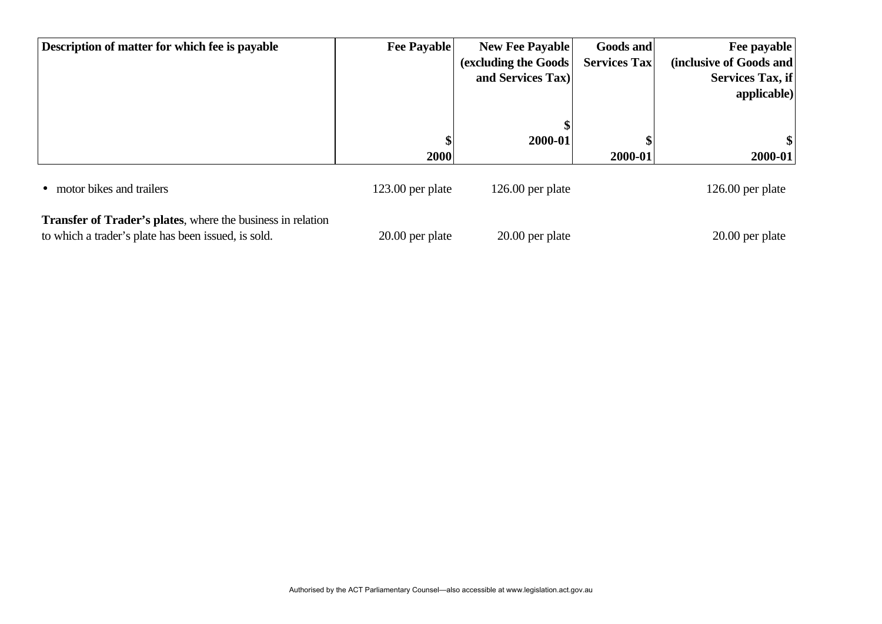| Description of matter for which fee is payable | Fee Payable<br><br>$<br>2000 | New Fee Payable (excluding the Goods and Services Tax)<br><br>$<br>2000-01 | Goods and Services Tax<br><br>$<br>2000-01 | Fee payable (inclusive of Goods and Services Tax, if applicable)<br><br>$<br>2000-01 |
|---|---|---|---|---|
| • motor bikes and trailers | 123.00 per plate | 126.00 per plate | | 126.00 per plate |
| **Transfer of Trader's plates**, where the business in relation to which a trader's plate has been issued, is sold. | 20.00 per plate | 20.00 per plate | | 20.00 per plate |

Authorised by the ACT Parliamentary Counsel—also accessible at www.legislation.act.gov.au